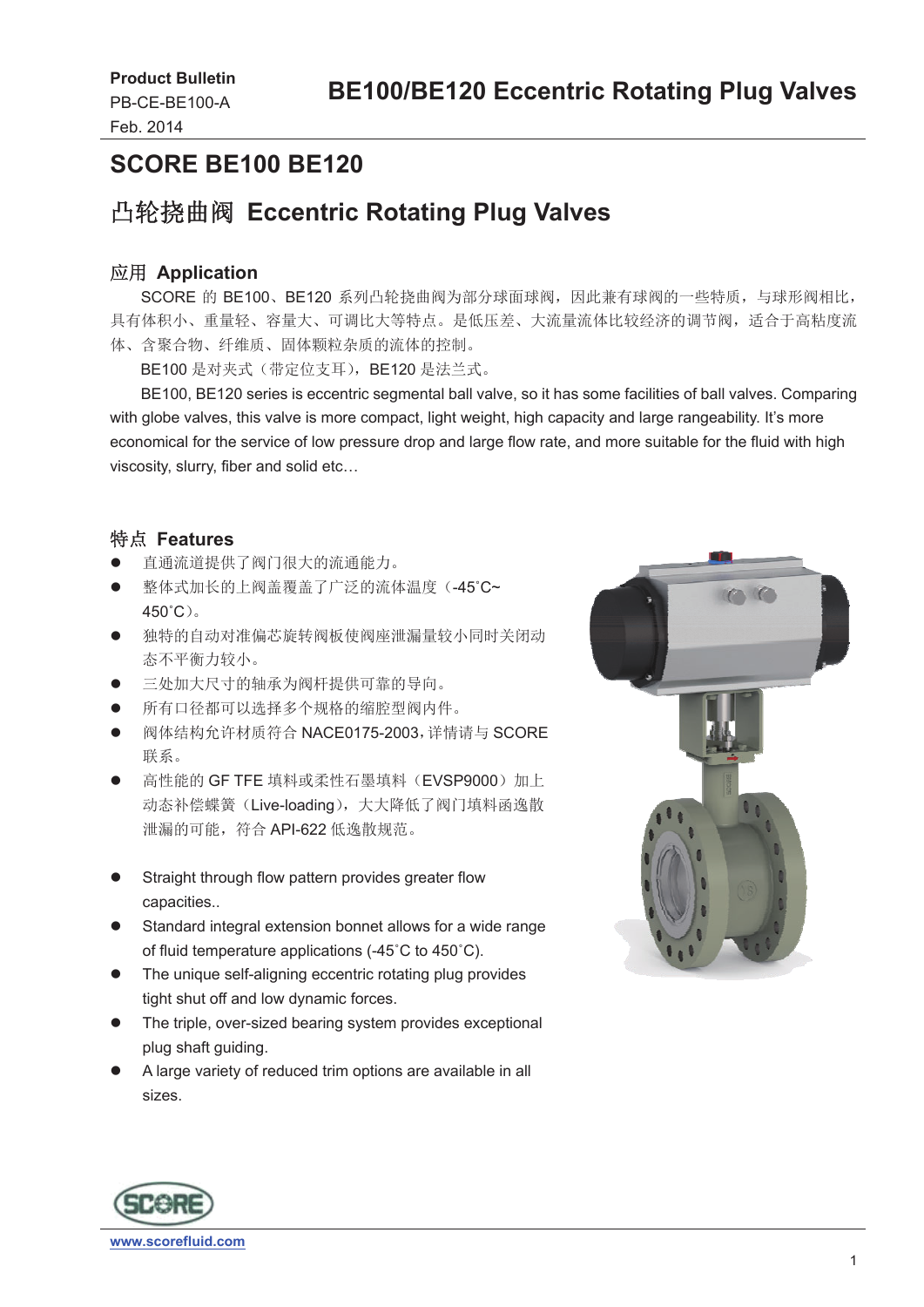Product Bulletin
PB-CE-BE100-A
Feb. 2014

# BE100/BE120 Eccentric Rotating Plug Valves

## SCORE BE100 BE120

## 凸轮挠曲阀 Eccentric Rotating Plug Valves

### 应用 Application

SCORE 的 BE100、BE120 系列凸轮挠曲阀为部分球面球阀，因此兼有球阀的一些特质，与球形阀相比，具有体积小、重量轻、容量大、可调比大等特点。是低压差、大流量流体比较经济的调节阀，适合于高粘度流体、含聚合物、纤维质、固体颗粒杂质的流体的控制。

BE100 是对夹式（带定位支耳），BE120 是法兰式。

BE100, BE120 series is eccentric segmental ball valve, so it has some facilities of ball valves. Comparing with globe valves, this valve is more compact, light weight, high capacity and large rangeability. It's more economical for the service of low pressure drop and large flow rate, and more suitable for the fluid with high viscosity, slurry, fiber and solid etc…

### 特点 Features

- 直通流道提供了阀门很大的流通能力。
- 整体式加长的上阀盖覆盖了广泛的流体温度（-45˚C~450˚C）。
- 独特的自动对准偏芯旋转阀板使阀座泄漏量较小同时关闭动态不平衡力较小。
- 三处加大尺寸的轴承为阀杆提供可靠的导向。
- 所有口径都可以选择多个规格的缩腔型阀内件。
- 阀体结构允许材质符合 NACE0175-2003，详情请与 SCORE 联系。
- 高性能的 GF TFE 填料或柔性石墨填料（EVSP9000）加上动态补偿蝶簧（Live-loading），大大降低了阀门填料函逸散泄漏的可能，符合 API-622 低逸散规范。

- Straight through flow pattern provides greater flow capacities..
- Standard integral extension bonnet allows for a wide range of fluid temperature applications (-45˚C to 450˚C).
- The unique self-aligning eccentric rotating plug provides tight shut off and low dynamic forces.
- The triple, over-sized bearing system provides exceptional plug shaft guiding.
- A large variety of reduced trim options are available in all sizes.

www.scorefluid.com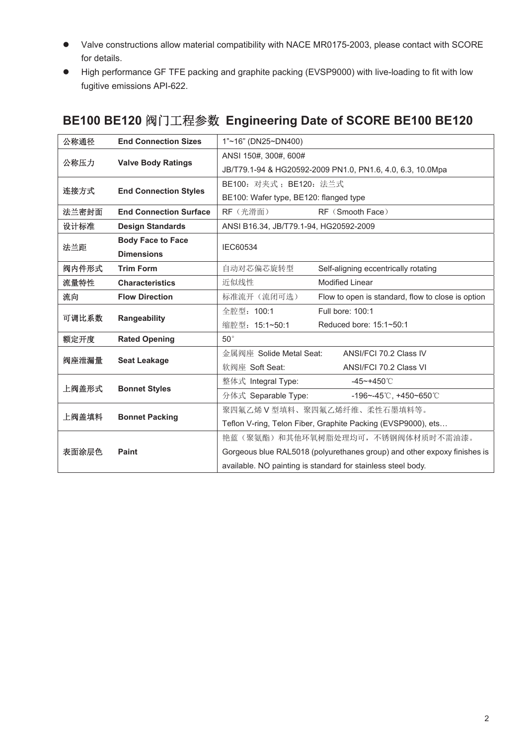- Valve constructions allow material compatibility with NACE MR0175-2003, please contact with SCORE for details.
- High performance GF TFE packing and graphite packing (EVSP9000) with live-loading to fit with low fugitive emissions API-622.

## BE100 BE120 阀门工程参数 Engineering Date of SCORE BE100 BE120

| 公称通径 | **End Connection Sizes** | 1"~16" (DN25~DN400) | |
|---|---|---|---|
| 公称压力 | **Valve Body Ratings** | ANSI 150#, 300#, 600# | |
| | | JB/T79.1-94 & HG20592-2009 PN1.0, PN1.6, 4.0, 6.3, 10.0Mpa | |
| 连接方式 | **End Connection Styles** | BE100：对夹式；BE120：法兰式 | |
| | | BE100: Wafer type, BE120: flanged type | |
| 法兰密封面 | **End Connection Surface** | RF（光滑面） | RF（Smooth Face） |
| 设计标准 | **Design Standards** | ANSI B16.34, JB/T79.1-94, HG20592-2009 | |
| 法兰距 | **Body Face to Face Dimensions** | IEC60534 | |
| 阀内件形式 | **Trim Form** | 自动对芯偏芯旋转型 | Self-aligning eccentrically rotating |
| 流量特性 | **Characteristics** | 近似线性 | Modified Linear |
| 流向 | **Flow Direction** | 标准流开（流闭可选） | Flow to open is standard, flow to close is option |
| 可调比系数 | **Rangeability** | 全腔型：100:1 | Full bore: 100:1 |
| | | 缩腔型：15:1~50:1 | Reduced bore: 15:1~50:1 |
| 额定开度 | **Rated Opening** | 50° | |
| 阀座泄漏量 | **Seat Leakage** | 金属阀座 Solide Metal Seat: | ANSI/FCI 70.2 Class IV |
| | | 软阀座 Soft Seat: | ANSI/FCI 70.2 Class VI |
| 上阀盖形式 | **Bonnet Styles** | 整体式 Integral Type: | -45~+450℃ |
| | | 分体式 Separable Type: | -196~-45℃, +450~650℃ |
| 上阀盖填料 | **Bonnet Packing** | 聚四氟乙烯 V 型填料、聚四氟乙烯纤维、柔性石墨填料等。 | |
| | | Teflon V-ring, Telon Fiber, Graphite Packing (EVSP9000), ets… | |
| 表面涂层色 | **Paint** | 艳蓝（聚氨酯）和其他环氧树脂处理均可，不锈钢阀体材质时不需油漆。 | |
| | | Gorgeous blue RAL5018 (polyurethanes group) and other expoxy finishes is available. NO painting is standard for stainless steel body. | |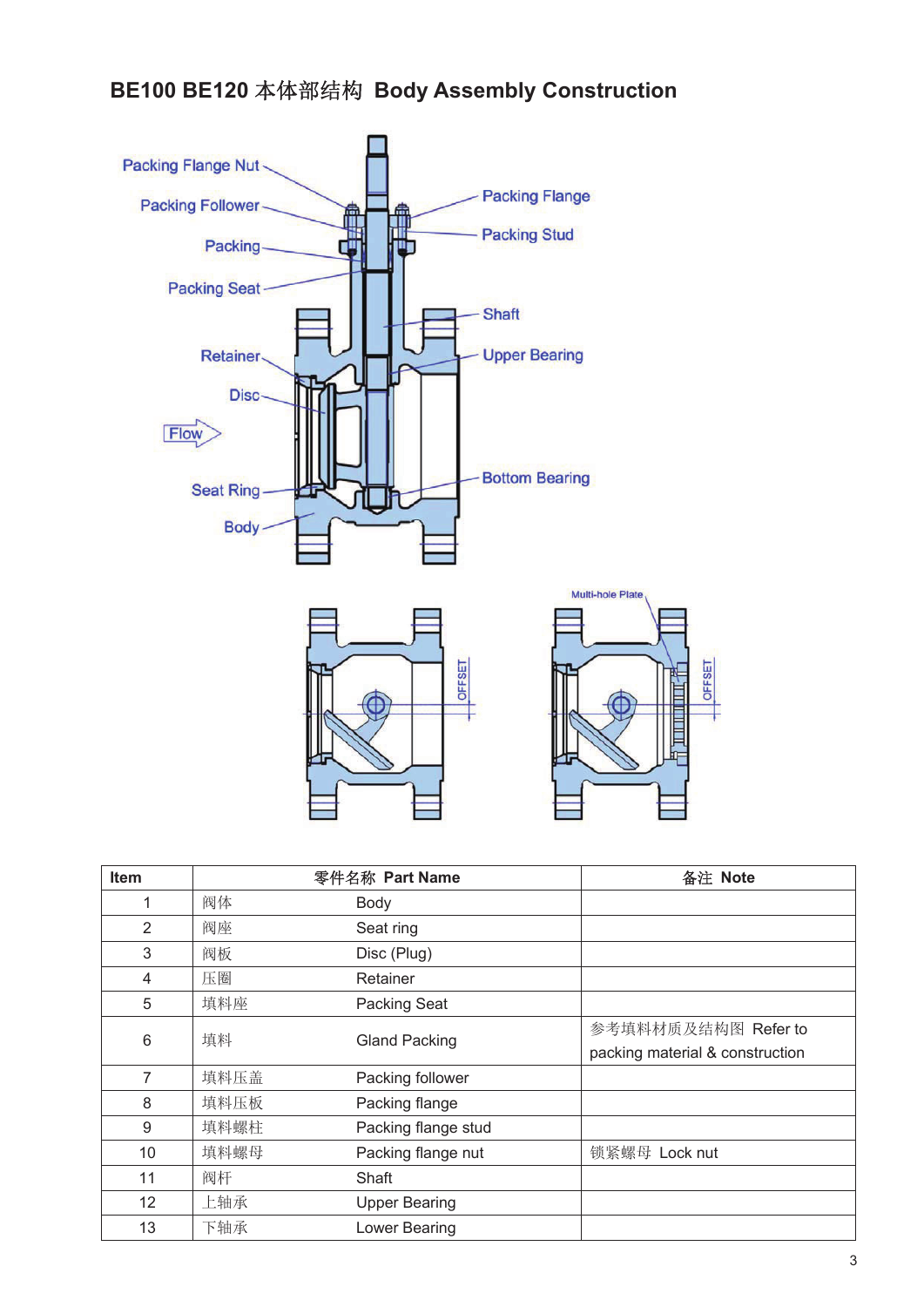# BE100 BE120 本体部结构 Body Assembly Construction

Packing Flange Nut

Packing Follower

Packing

Packing Seat

Retainer

Disc

Flow

Seat Ring

Body

Packing Flange

Packing Stud

Shaft

Upper Bearing

Bottom Bearing

OFFSET

Multi-hole Plate

OFFSET

| Item | 零件名称 Part Name | | 备注 Note |
|---|---|---|---|
| 1 | 阀体 | Body | |
| 2 | 阀座 | Seat ring | |
| 3 | 阀板 | Disc (Plug) | |
| 4 | 压圈 | Retainer | |
| 5 | 填料座 | Packing Seat | |
| 6 | 填料 | Gland Packing | 参考填料材质及结构图 Refer to packing material & construction |
| 7 | 填料压盖 | Packing follower | |
| 8 | 填料压板 | Packing flange | |
| 9 | 填料螺柱 | Packing flange stud | |
| 10 | 填料螺母 | Packing flange nut | 锁紧螺母 Lock nut |
| 11 | 阀杆 | Shaft | |
| 12 | 上轴承 | Upper Bearing | |
| 13 | 下轴承 | Lower Bearing | |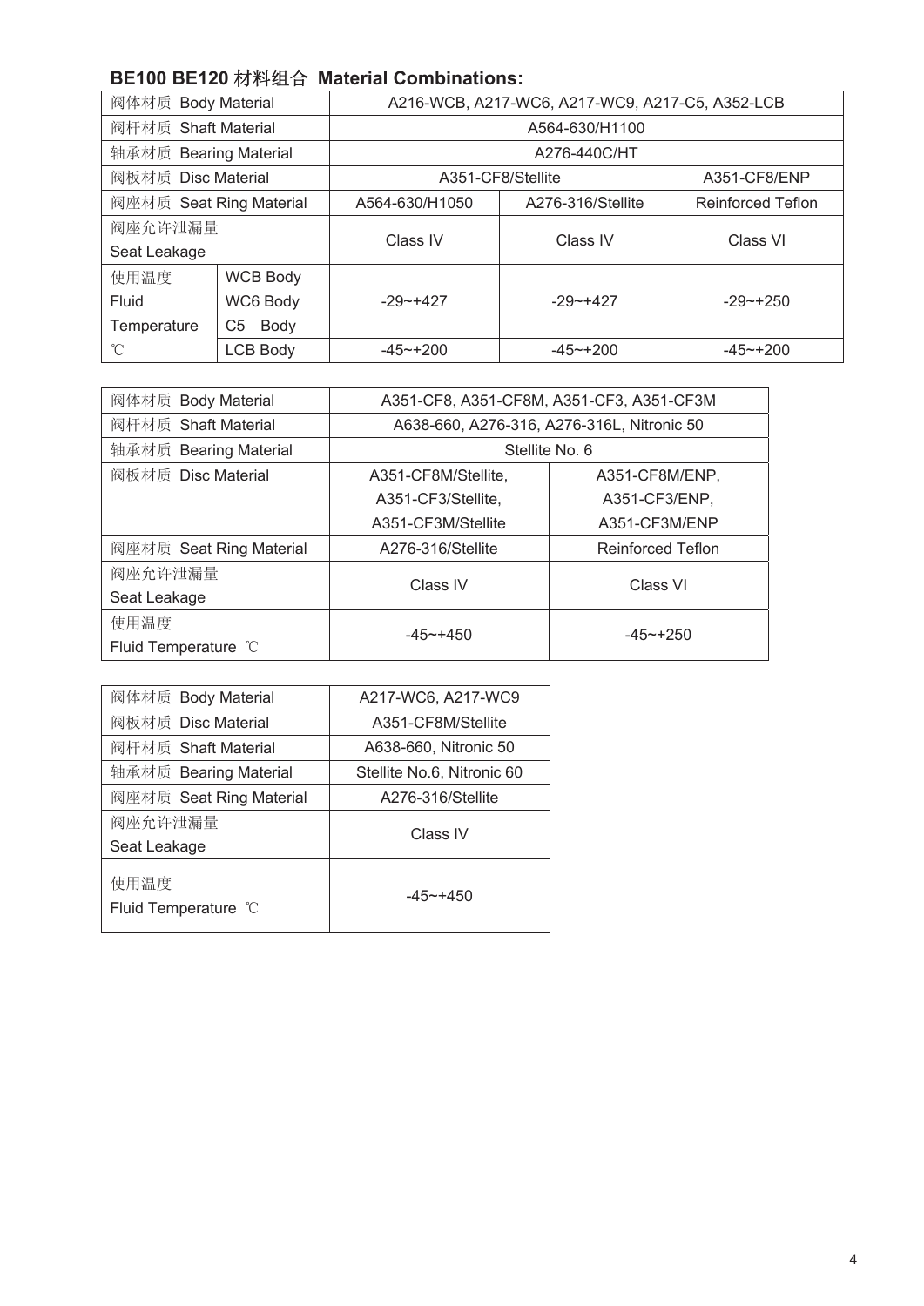## BE100 BE120 材料组合 Material Combinations:

| 阀体材质 Body Material | | A216-WCB, A217-WC6, A217-WC9, A217-C5, A352-LCB | | |
|---|---|---|---|---|
| 阀杆材质 Shaft Material | | A564-630/H1100 | | |
| 轴承材质 Bearing Material | | A276-440C/HT | | |
| 阀板材质 Disc Material | | A351-CF8/Stellite | | A351-CF8/ENP |
| 阀座材质 Seat Ring Material | | A564-630/H1050 | A276-316/Stellite | Reinforced Teflon |
| 阀座允许泄漏量 Seat Leakage | | Class IV | Class IV | Class VI |
| 使用温度 Fluid Temperature ℃ | WCB Body WC6 Body C5 Body | -29~+427 | -29~+427 | -29~+250 |
| | LCB Body | -45~+200 | -45~+200 | -45~+200 |

| 阀体材质 Body Material | A351-CF8, A351-CF8M, A351-CF3, A351-CF3M | |
|---|---|---|
| 阀杆材质 Shaft Material | A638-660, A276-316, A276-316L, Nitronic 50 | |
| 轴承材质 Bearing Material | Stellite No. 6 | |
| 阀板材质 Disc Material | A351-CF8M/Stellite, A351-CF3/Stellite, A351-CF3M/Stellite | A351-CF8M/ENP, A351-CF3/ENP, A351-CF3M/ENP |
| 阀座材质 Seat Ring Material | A276-316/Stellite | Reinforced Teflon |
| 阀座允许泄漏量 Seat Leakage | Class IV | Class VI |
| 使用温度 Fluid Temperature ℃ | -45~+450 | -45~+250 |

| 阀体材质 Body Material | A217-WC6, A217-WC9 |
|---|---|
| 阀板材质 Disc Material | A351-CF8M/Stellite |
| 阀杆材质 Shaft Material | A638-660, Nitronic 50 |
| 轴承材质 Bearing Material | Stellite No.6, Nitronic 60 |
| 阀座材质 Seat Ring Material | A276-316/Stellite |
| 阀座允许泄漏量 Seat Leakage | Class IV |
| 使用温度 Fluid Temperature ℃ | -45~+450 |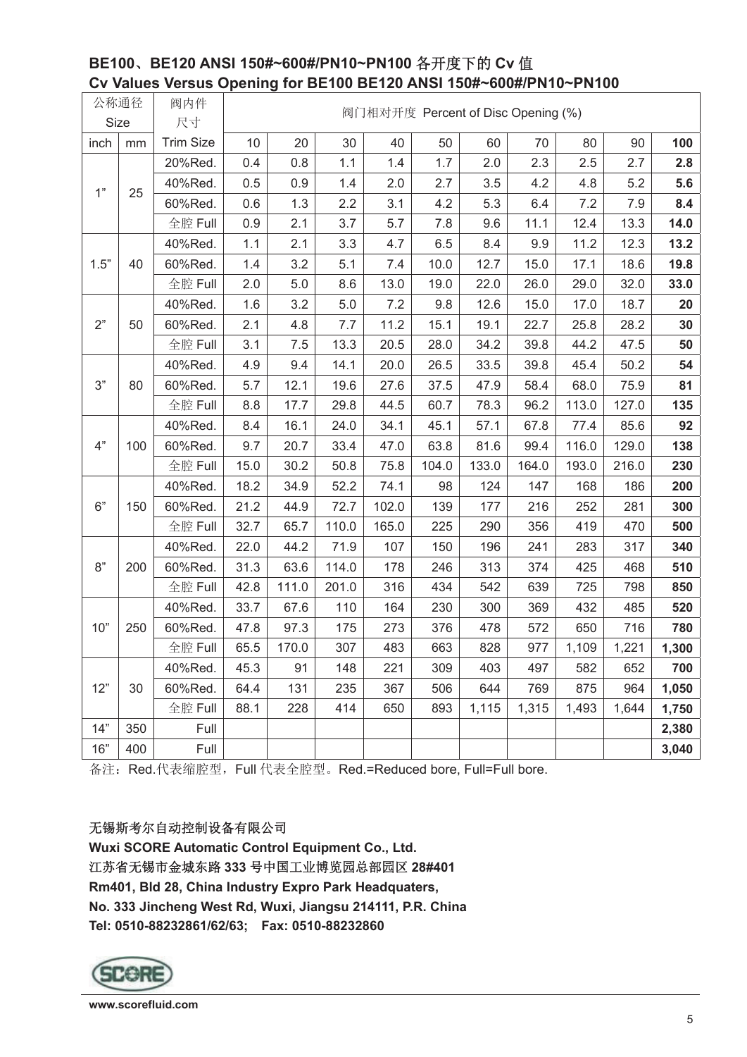## BE100、BE120 ANSI 150#~600#/PN10~PN100 各开度下的 Cv 值
## Cv Values Versus Opening for BE100 BE120 ANSI 150#~600#/PN10~PN100

| 公称通径 Size | | 阀内件尺寸 | 阀门相对开度 Percent of Disc Opening (%) | | | | | | | | | |
|---|---|---|---|---|---|---|---|---|---|---|---|---|
| inch | mm | Trim Size | 10 | 20 | 30 | 40 | 50 | 60 | 70 | 80 | 90 | **100** |
| 1" | 25 | 20%Red. | 0.4 | 0.8 | 1.1 | 1.4 | 1.7 | 2.0 | 2.3 | 2.5 | 2.7 | **2.8** |
| | | 40%Red. | 0.5 | 0.9 | 1.4 | 2.0 | 2.7 | 3.5 | 4.2 | 4.8 | 5.2 | **5.6** |
| | | 60%Red. | 0.6 | 1.3 | 2.2 | 3.1 | 4.2 | 5.3 | 6.4 | 7.2 | 7.9 | **8.4** |
| | | 全腔 Full | 0.9 | 2.1 | 3.7 | 5.7 | 7.8 | 9.6 | 11.1 | 12.4 | 13.3 | **14.0** |
| 1.5" | 40 | 40%Red. | 1.1 | 2.1 | 3.3 | 4.7 | 6.5 | 8.4 | 9.9 | 11.2 | 12.3 | **13.2** |
| | | 60%Red. | 1.4 | 3.2 | 5.1 | 7.4 | 10.0 | 12.7 | 15.0 | 17.1 | 18.6 | **19.8** |
| | | 全腔 Full | 2.0 | 5.0 | 8.6 | 13.0 | 19.0 | 22.0 | 26.0 | 29.0 | 32.0 | **33.0** |
| 2" | 50 | 40%Red. | 1.6 | 3.2 | 5.0 | 7.2 | 9.8 | 12.6 | 15.0 | 17.0 | 18.7 | **20** |
| | | 60%Red. | 2.1 | 4.8 | 7.7 | 11.2 | 15.1 | 19.1 | 22.7 | 25.8 | 28.2 | **30** |
| | | 全腔 Full | 3.1 | 7.5 | 13.3 | 20.5 | 28.0 | 34.2 | 39.8 | 44.2 | 47.5 | **50** |
| 3" | 80 | 40%Red. | 4.9 | 9.4 | 14.1 | 20.0 | 26.5 | 33.5 | 39.8 | 45.4 | 50.2 | **54** |
| | | 60%Red. | 5.7 | 12.1 | 19.6 | 27.6 | 37.5 | 47.9 | 58.4 | 68.0 | 75.9 | **81** |
| | | 全腔 Full | 8.8 | 17.7 | 29.8 | 44.5 | 60.7 | 78.3 | 96.2 | 113.0 | 127.0 | **135** |
| 4" | 100 | 40%Red. | 8.4 | 16.1 | 24.0 | 34.1 | 45.1 | 57.1 | 67.8 | 77.4 | 85.6 | **92** |
| | | 60%Red. | 9.7 | 20.7 | 33.4 | 47.0 | 63.8 | 81.6 | 99.4 | 116.0 | 129.0 | **138** |
| | | 全腔 Full | 15.0 | 30.2 | 50.8 | 75.8 | 104.0 | 133.0 | 164.0 | 193.0 | 216.0 | **230** |
| 6" | 150 | 40%Red. | 18.2 | 34.9 | 52.2 | 74.1 | 98 | 124 | 147 | 168 | 186 | **200** |
| | | 60%Red. | 21.2 | 44.9 | 72.7 | 102.0 | 139 | 177 | 216 | 252 | 281 | **300** |
| | | 全腔 Full | 32.7 | 65.7 | 110.0 | 165.0 | 225 | 290 | 356 | 419 | 470 | **500** |
| 8" | 200 | 40%Red. | 22.0 | 44.2 | 71.9 | 107 | 150 | 196 | 241 | 283 | 317 | **340** |
| | | 60%Red. | 31.3 | 63.6 | 114.0 | 178 | 246 | 313 | 374 | 425 | 468 | **510** |
| | | 全腔 Full | 42.8 | 111.0 | 201.0 | 316 | 434 | 542 | 639 | 725 | 798 | **850** |
| 10" | 250 | 40%Red. | 33.7 | 67.6 | 110 | 164 | 230 | 300 | 369 | 432 | 485 | **520** |
| | | 60%Red. | 47.8 | 97.3 | 175 | 273 | 376 | 478 | 572 | 650 | 716 | **780** |
| | | 全腔 Full | 65.5 | 170.0 | 307 | 483 | 663 | 828 | 977 | 1,109 | 1,221 | **1,300** |
| 12" | 30 | 40%Red. | 45.3 | 91 | 148 | 221 | 309 | 403 | 497 | 582 | 652 | **700** |
| | | 60%Red. | 64.4 | 131 | 235 | 367 | 506 | 644 | 769 | 875 | 964 | **1,050** |
| | | 全腔 Full | 88.1 | 228 | 414 | 650 | 893 | 1,115 | 1,315 | 1,493 | 1,644 | **1,750** |
| 14" | 350 | Full | | | | | | | | | | **2,380** |
| 16" | 400 | Full | | | | | | | | | | **3,040** |

备注：Red.代表缩腔型，Full 代表全腔型。Red.=Reduced bore, Full=Full bore.

无锡斯考尔自动控制设备有限公司

**Wuxi SCORE Automatic Control Equipment Co., Ltd.**

**江苏省无锡市金城东路 333 号中国工业博览园总部园区 28#401**

**Rm401, Bld 28, China Industry Expro Park Headquaters,**

**No. 333 Jincheng West Rd, Wuxi, Jiangsu 214111, P.R. China**

**Tel: 0510-88232861/62/63; Fax: 0510-88232860**

**www.scorefluid.com**